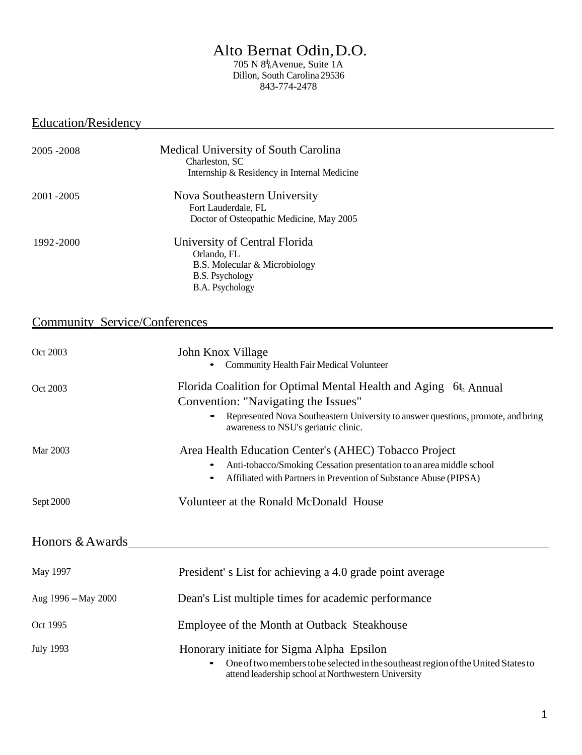# Alto Bernat Odin, D.O.

705 N 8th Avenue, Suite 1A
Dillon, South Carolina 29536
843-774-2478

## Education/Residency

2005 - 2008 — **Medical University of South Carolina**
Charleston, SC
Internship & Residency in Internal Medicine

2001 - 2005 — **Nova Southeastern University**
Fort Lauderdale, FL
Doctor of Osteopathic Medicine, May 2005

1992 - 2000 — **University of Central Florida**
Orlando, FL
B.S. Molecular & Microbiology
B.S. Psychology
B.A. Psychology

## Community Service/Conferences

Oct 2003 — **John Knox Village**
- Community Health Fair Medical Volunteer

Oct 2003 — **Florida Coalition for Optimal Mental Health and Aging 6th Annual Convention: "Navigating the Issues"**
- Represented Nova Southeastern University to answer questions, promote, and bring awareness to NSU's geriatric clinic.

Mar 2003 — **Area Health Education Center's (AHEC) Tobacco Project**
- Anti-tobacco/Smoking Cessation presentation to an area middle school
- Affiliated with Partners in Prevention of Substance Abuse (PIPSA)

Sept 2000 — **Volunteer at the Ronald McDonald House**

## Honors & Awards

May 1997 — President' s List for achieving a 4.0 grade point average

Aug 1996 – May 2000 — Dean's List multiple times for academic performance

Oct 1995 — Employee of the Month at Outback Steakhouse

July 1993 — Honorary initiate for Sigma Alpha Epsilon
- One of two members to be selected in the southeast region of the United States to attend leadership school at Northwestern University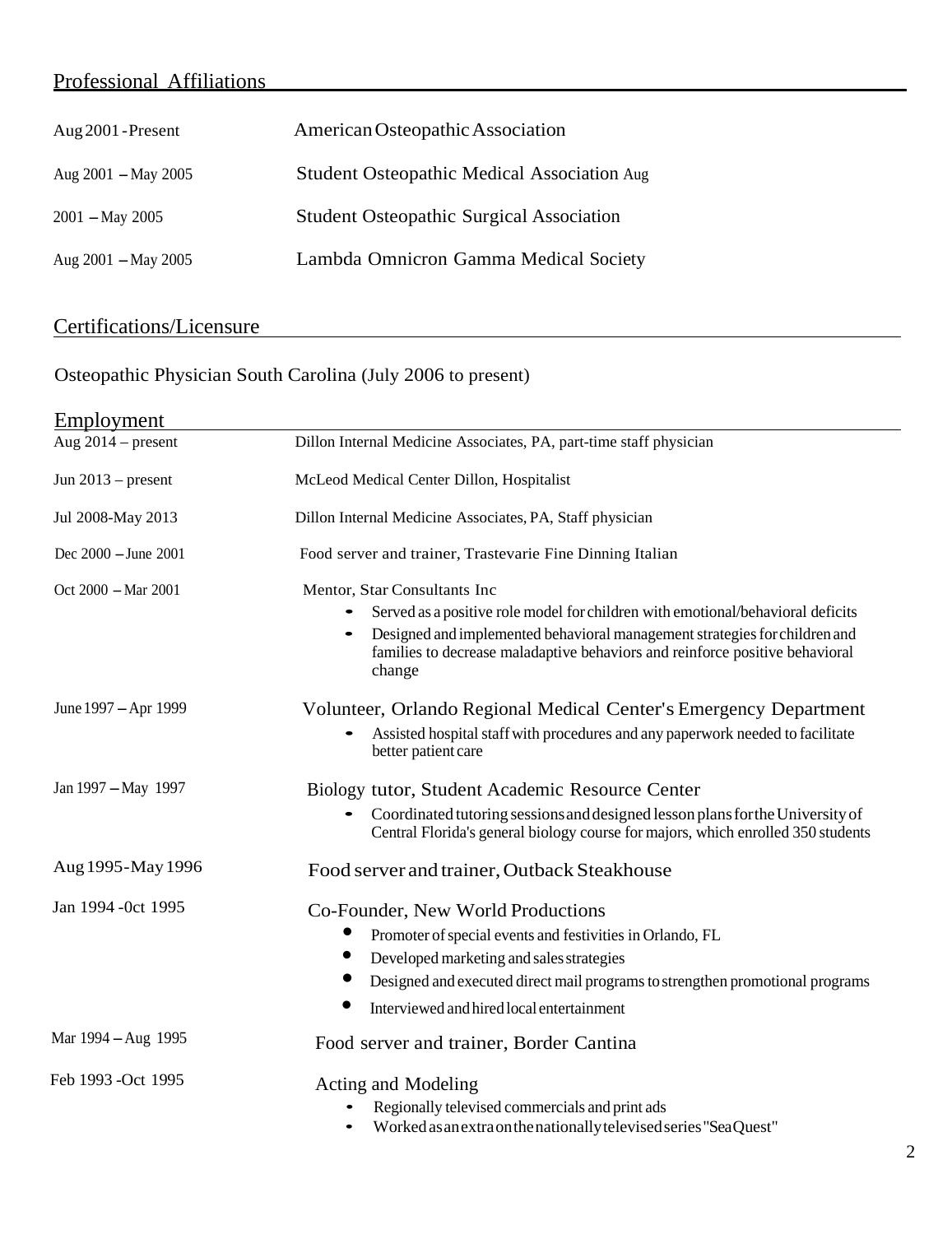## Professional Affiliations

| | |
|---|---|
| Aug 2001 - Present | American Osteopathic Association |
| Aug 2001 – May 2005 | Student Osteopathic Medical Association Aug |
| 2001 – May 2005 | Student Osteopathic Surgical Association |
| Aug 2001 – May 2005 | Lambda Omnicron Gamma Medical Society |

## Certifications/Licensure

Osteopathic Physician South Carolina (July 2006 to present)

## Employment

Aug 2014 – present — Dillon Internal Medicine Associates, PA, part-time staff physician

Jun 2013 – present — McLeod Medical Center Dillon, Hospitalist

Jul 2008-May 2013 — Dillon Internal Medicine Associates, PA, Staff physician

Dec 2000 – June 2001 — Food server and trainer, Trastevarie Fine Dinning Italian

Oct 2000 – Mar 2001 — Mentor, Star Consultants Inc

- Served as a positive role model for children with emotional/behavioral deficits
- Designed and implemented behavioral management strategies for children and families to decrease maladaptive behaviors and reinforce positive behavioral change

June 1997 – Apr 1999 — Volunteer, Orlando Regional Medical Center's Emergency Department

- Assisted hospital staff with procedures and any paperwork needed to facilitate better patient care

Jan 1997 – May 1997 — Biology tutor, Student Academic Resource Center

- Coordinated tutoring sessions and designed lesson plans for the University of Central Florida's general biology course for majors, which enrolled 350 students

Aug 1995-May 1996 — Food server and trainer, Outback Steakhouse

Jan 1994 -0ct 1995 — Co-Founder, New World Productions

- Promoter of special events and festivities in Orlando, FL
- Developed marketing and sales strategies
- Designed and executed direct mail programs to strengthen promotional programs
- Interviewed and hired local entertainment

Mar 1994 – Aug 1995 — Food server and trainer, Border Cantina

Feb 1993 -Oct 1995 — Acting and Modeling

- Regionally televised commercials and print ads
- Worked as an extra on the nationally televised series "SeaQuest"